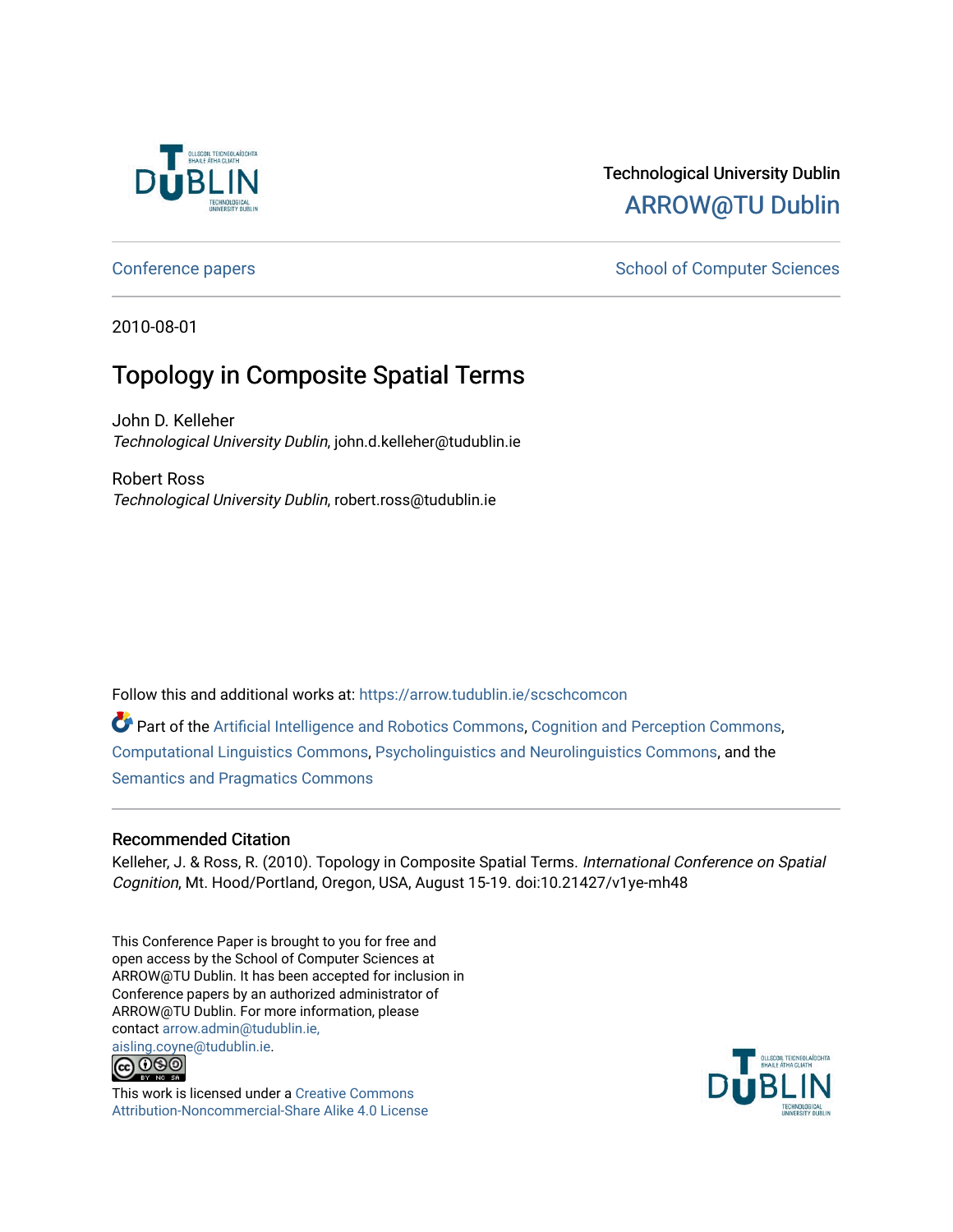Technological University Dublin
ARROW@TU Dublin

Conference papers | School of Computer Sciences

2010-08-01

# Topology in Composite Spatial Terms

John D. Kelleher
*Technological University Dublin*, john.d.kelleher@tudublin.ie

Robert Ross
*Technological University Dublin*, robert.ross@tudublin.ie

Follow this and additional works at: https://arrow.tudublin.ie/scschcomcon

Part of the Artificial Intelligence and Robotics Commons, Cognition and Perception Commons, Computational Linguistics Commons, Psycholinguistics and Neurolinguistics Commons, and the Semantics and Pragmatics Commons

## Recommended Citation

Kelleher, J. & Ross, R. (2010). Topology in Composite Spatial Terms. *International Conference on Spatial Cognition*, Mt. Hood/Portland, Oregon, USA, August 15-19. doi:10.21427/v1ye-mh48

This Conference Paper is brought to you for free and open access by the School of Computer Sciences at ARROW@TU Dublin. It has been accepted for inclusion in Conference papers by an authorized administrator of ARROW@TU Dublin. For more information, please contact arrow.admin@tudublin.ie, aisling.coyne@tudublin.ie.

This work is licensed under a Creative Commons Attribution-Noncommercial-Share Alike 4.0 License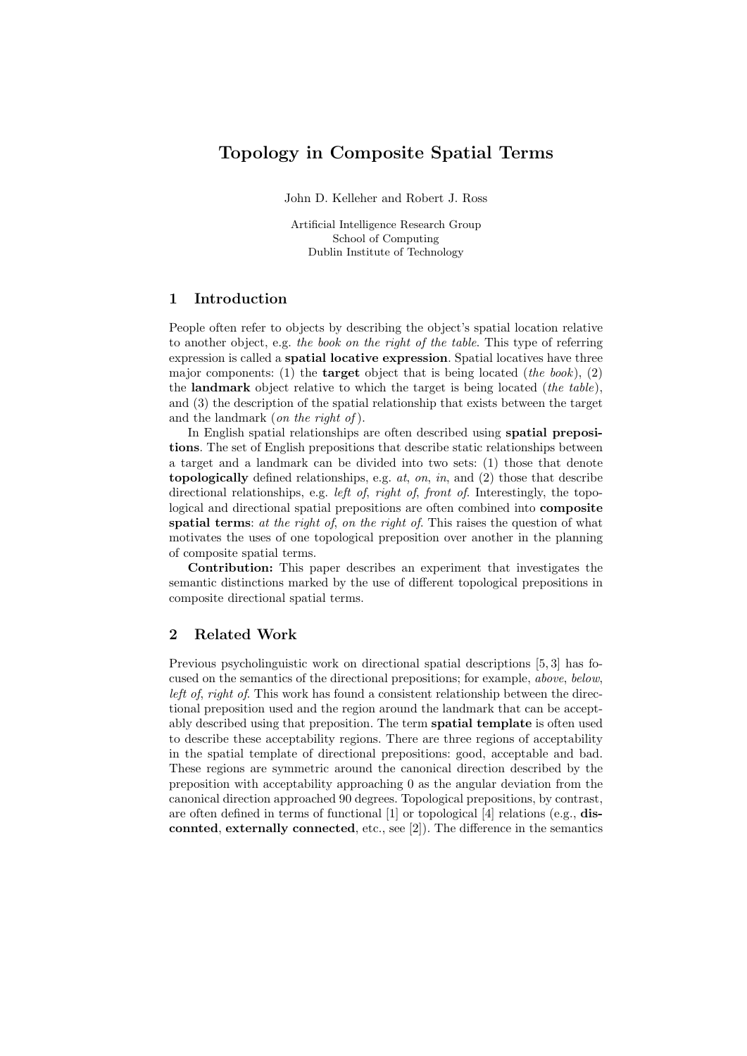# Topology in Composite Spatial Terms

John D. Kelleher and Robert J. Ross

Artificial Intelligence Research Group
School of Computing
Dublin Institute of Technology

## 1 Introduction

People often refer to objects by describing the object's spatial location relative to another object, e.g. *the book on the right of the table*. This type of referring expression is called a **spatial locative expression**. Spatial locatives have three major components: (1) the **target** object that is being located (*the book*), (2) the **landmark** object relative to which the target is being located (*the table*), and (3) the description of the spatial relationship that exists between the target and the landmark (*on the right of*).

In English spatial relationships are often described using **spatial prepositions**. The set of English prepositions that describe static relationships between a target and a landmark can be divided into two sets: (1) those that denote **topologically** defined relationships, e.g. *at*, *on*, *in*, and (2) those that describe directional relationships, e.g. *left of*, *right of*, *front of*. Interestingly, the topological and directional spatial prepositions are often combined into **composite spatial terms**: *at the right of*, *on the right of*. This raises the question of what motivates the uses of one topological preposition over another in the planning of composite spatial terms.

**Contribution:** This paper describes an experiment that investigates the semantic distinctions marked by the use of different topological prepositions in composite directional spatial terms.

## 2 Related Work

Previous psycholinguistic work on directional spatial descriptions [5, 3] has focused on the semantics of the directional prepositions; for example, *above*, *below*, *left of*, *right of*. This work has found a consistent relationship between the directional preposition used and the region around the landmark that can be acceptably described using that preposition. The term **spatial template** is often used to describe these acceptability regions. There are three regions of acceptability in the spatial template of directional prepositions: good, acceptable and bad. These regions are symmetric around the canonical direction described by the preposition with acceptability approaching 0 as the angular deviation from the canonical direction approached 90 degrees. Topological prepositions, by contrast, are often defined in terms of functional [1] or topological [4] relations (e.g., **disconnted**, **externally connected**, etc., see [2]). The difference in the semantics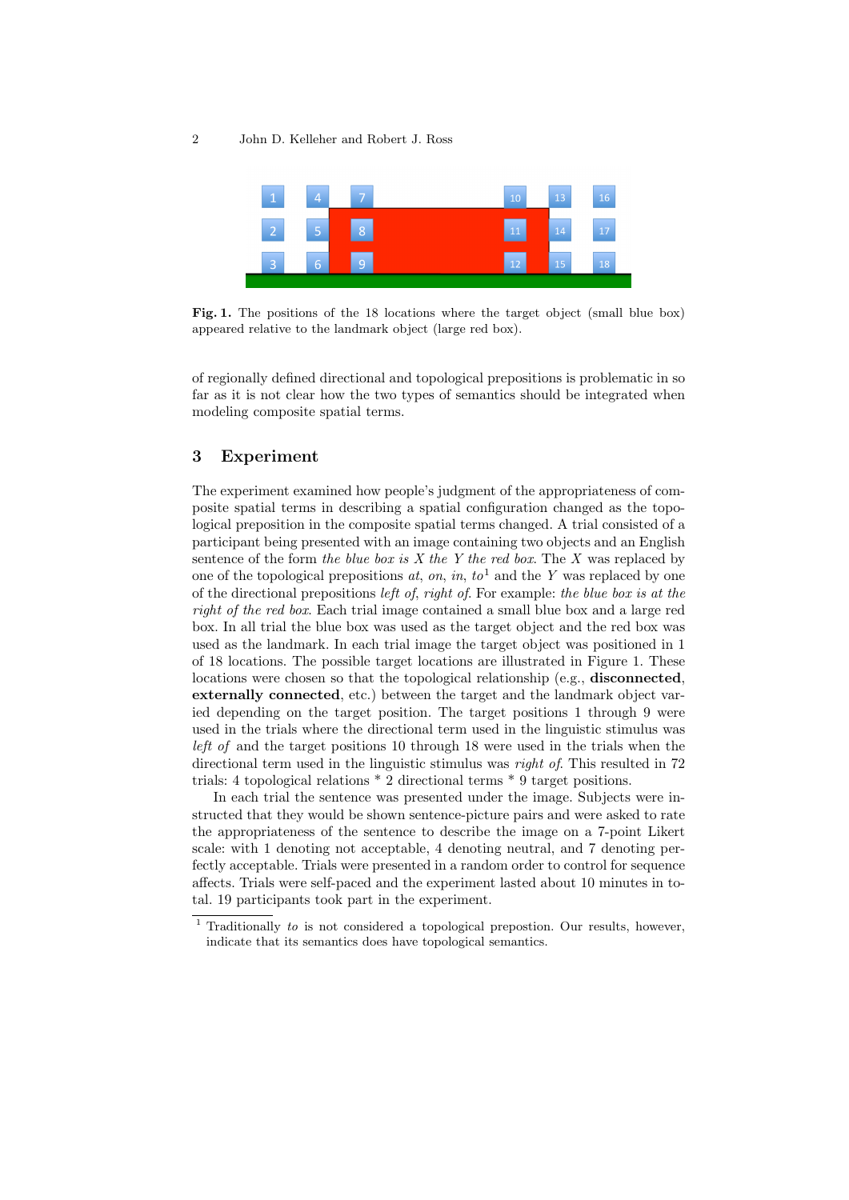**Fig. 1.** The positions of the 18 locations where the target object (small blue box) appeared relative to the landmark object (large red box).

of regionally defined directional and topological prepositions is problematic in so far as it is not clear how the two types of semantics should be integrated when modeling composite spatial terms.

## 3 Experiment

The experiment examined how people's judgment of the appropriateness of composite spatial terms in describing a spatial configuration changed as the topological preposition in the composite spatial terms changed. A trial consisted of a participant being presented with an image containing two objects and an English sentence of the form *the blue box is X the Y the red box*. The *X* was replaced by one of the topological prepositions *at*, *on*, *in*, *to*[1] and the *Y* was replaced by one of the directional prepositions *left of*, *right of*. For example: *the blue box is at the right of the red box*. Each trial image contained a small blue box and a large red box. In all trial the blue box was used as the target object and the red box was used as the landmark. In each trial image the target object was positioned in 1 of 18 locations. The possible target locations are illustrated in Figure 1. These locations were chosen so that the topological relationship (e.g., **disconnected**, **externally connected**, etc.) between the target and the landmark object varied depending on the target position. The target positions 1 through 9 were used in the trials where the directional term used in the linguistic stimulus was *left of* and the target positions 10 through 18 were used in the trials when the directional term used in the linguistic stimulus was *right of*. This resulted in 72 trials: 4 topological relations * 2 directional terms * 9 target positions.

In each trial the sentence was presented under the image. Subjects were instructed that they would be shown sentence-picture pairs and were asked to rate the appropriateness of the sentence to describe the image on a 7-point Likert scale: with 1 denoting not acceptable, 4 denoting neutral, and 7 denoting perfectly acceptable. Trials were presented in a random order to control for sequence affects. Trials were self-paced and the experiment lasted about 10 minutes in total. 19 participants took part in the experiment.

[1] Traditionally *to* is not considered a topological prepostion. Our results, however, indicate that its semantics does have topological semantics.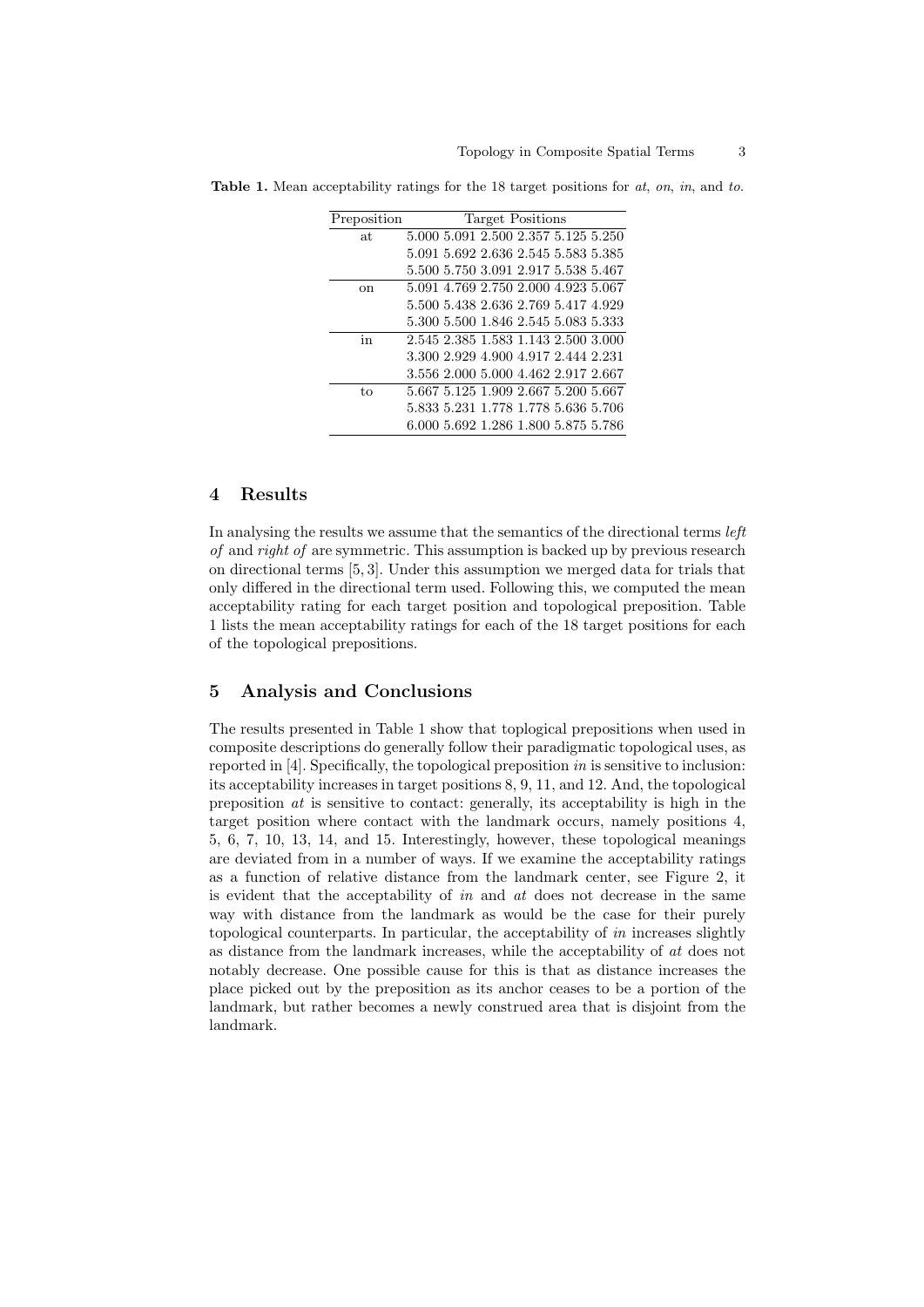**Table 1.** Mean acceptability ratings for the 18 target positions for *at*, *on*, *in*, and *to*.

| Preposition | Target Positions |
|---|---|
| at | 5.000 5.091 2.500 2.357 5.125 5.250 |
| | 5.091 5.692 2.636 2.545 5.583 5.385 |
| | 5.500 5.750 3.091 2.917 5.538 5.467 |
| on | 5.091 4.769 2.750 2.000 4.923 5.067 |
| | 5.500 5.438 2.636 2.769 5.417 4.929 |
| | 5.300 5.500 1.846 2.545 5.083 5.333 |
| in | 2.545 2.385 1.583 1.143 2.500 3.000 |
| | 3.300 2.929 4.900 4.917 2.444 2.231 |
| | 3.556 2.000 5.000 4.462 2.917 2.667 |
| to | 5.667 5.125 1.909 2.667 5.200 5.667 |
| | 5.833 5.231 1.778 1.778 5.636 5.706 |
| | 6.000 5.692 1.286 1.800 5.875 5.786 |

## 4 Results

In analysing the results we assume that the semantics of the directional terms *left of* and *right of* are symmetric. This assumption is backed up by previous research on directional terms [5, 3]. Under this assumption we merged data for trials that only differed in the directional term used. Following this, we computed the mean acceptability rating for each target position and topological preposition. Table 1 lists the mean acceptability ratings for each of the 18 target positions for each of the topological prepositions.

## 5 Analysis and Conclusions

The results presented in Table 1 show that toplogical prepositions when used in composite descriptions do generally follow their paradigmatic topological uses, as reported in [4]. Specifically, the topological preposition *in* is sensitive to inclusion: its acceptability increases in target positions 8, 9, 11, and 12. And, the topological preposition *at* is sensitive to contact: generally, its acceptability is high in the target position where contact with the landmark occurs, namely positions 4, 5, 6, 7, 10, 13, 14, and 15. Interestingly, however, these topological meanings are deviated from in a number of ways. If we examine the acceptability ratings as a function of relative distance from the landmark center, see Figure 2, it is evident that the acceptability of *in* and *at* does not decrease in the same way with distance from the landmark as would be the case for their purely topological counterparts. In particular, the acceptability of *in* increases slightly as distance from the landmark increases, while the acceptability of *at* does not notably decrease. One possible cause for this is that as distance increases the place picked out by the preposition as its anchor ceases to be a portion of the landmark, but rather becomes a newly construed area that is disjoint from the landmark.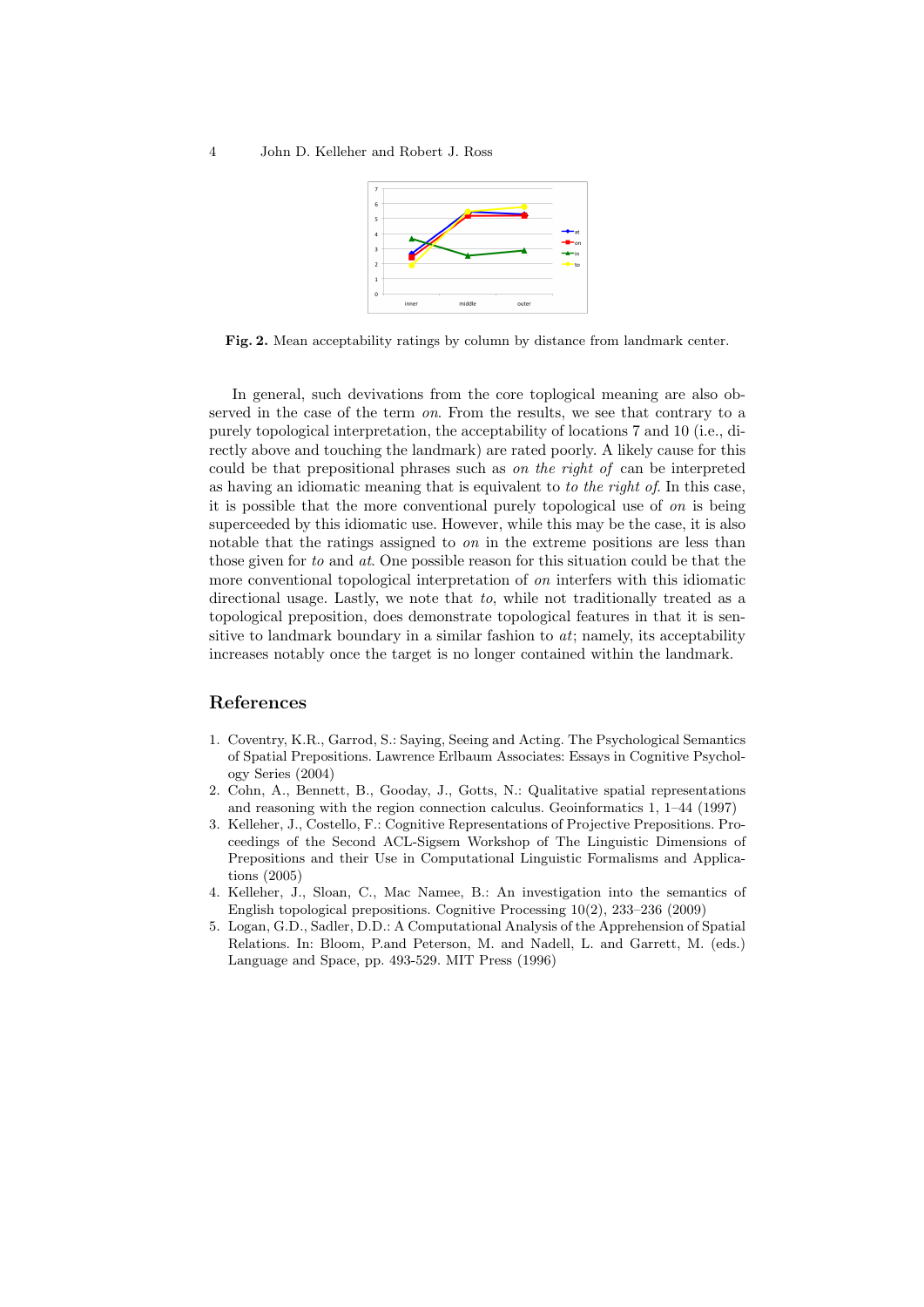7
6
5
4
3
2
1
0

inner
middle
outer

at
on
in
to

**Fig. 2.** Mean acceptability ratings by column by distance from landmark center.

In general, such devivations from the core toplogical meaning are also observed in the case of the term *on*. From the results, we see that contrary to a purely topological interpretation, the acceptability of locations 7 and 10 (i.e., directly above and touching the landmark) are rated poorly. A likely cause for this could be that prepositional phrases such as *on the right of* can be interpreted as having an idiomatic meaning that is equivalent to *to the right of*. In this case, it is possible that the more conventional purely topological use of *on* is being superceeded by this idiomatic use. However, while this may be the case, it is also notable that the ratings assigned to *on* in the extreme positions are less than those given for *to* and *at*. One possible reason for this situation could be that the more conventional topological interpretation of *on* interfers with this idiomatic directional usage. Lastly, we note that *to*, while not traditionally treated as a topological preposition, does demonstrate topological features in that it is sensitive to landmark boundary in a similar fashion to *at*; namely, its acceptability increases notably once the target is no longer contained within the landmark.

## References

1. Coventry, K.R., Garrod, S.: Saying, Seeing and Acting. The Psychological Semantics of Spatial Prepositions. Lawrence Erlbaum Associates: Essays in Cognitive Psychology Series (2004)
2. Cohn, A., Bennett, B., Gooday, J., Gotts, N.: Qualitative spatial representations and reasoning with the region connection calculus. Geoinformatics 1, 1–44 (1997)
3. Kelleher, J., Costello, F.: Cognitive Representations of Projective Prepositions. Proceedings of the Second ACL-Sigsem Workshop of The Linguistic Dimensions of Prepositions and their Use in Computational Linguistic Formalisms and Applications (2005)
4. Kelleher, J., Sloan, C., Mac Namee, B.: An investigation into the semantics of English topological prepositions. Cognitive Processing 10(2), 233–236 (2009)
5. Logan, G.D., Sadler, D.D.: A Computational Analysis of the Apprehension of Spatial Relations. In: Bloom, P.and Peterson, M. and Nadell, L. and Garrett, M. (eds.) Language and Space, pp. 493-529. MIT Press (1996)